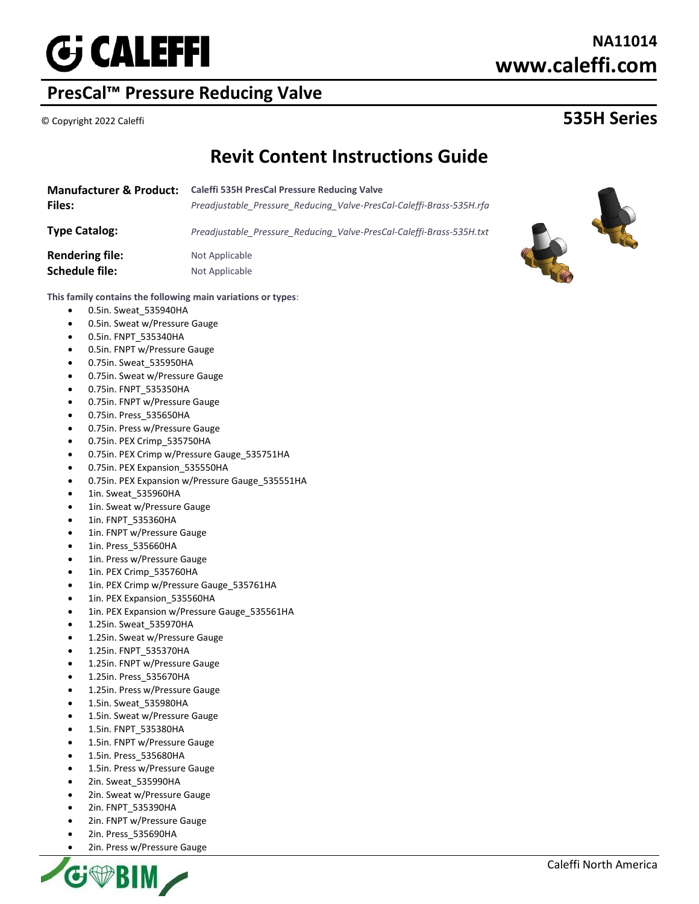# PresCal™ Pressure Reducing Valve

© Copyright 2022 Caleffi

## 535H Series

NA11014

www.caleffi.com

## Revit Content Instructions Guide

| | |
|---|---|
| **Manufacturer & Product:** | **Caleffi 535H PresCal Pressure Reducing Valve** |
| **Files:** | *Preadjustable_Pressure_Reducing_Valve-PresCal-Caleffi-Brass-535H.rfa* |
| **Type Catalog:** | *Preadjustable_Pressure_Reducing_Valve-PresCal-Caleffi-Brass-535H.txt* |
| **Rendering file:** | Not Applicable |
| **Schedule file:** | Not Applicable |

**This family contains the following main variations or types**:

- 0.5in. Sweat_535940HA
- 0.5in. Sweat w/Pressure Gauge
- 0.5in. FNPT_535340HA
- 0.5in. FNPT w/Pressure Gauge
- 0.75in. Sweat_535950HA
- 0.75in. Sweat w/Pressure Gauge
- 0.75in. FNPT_535350HA
- 0.75in. FNPT w/Pressure Gauge
- 0.75in. Press_535650HA
- 0.75in. Press w/Pressure Gauge
- 0.75in. PEX Crimp_535750HA
- 0.75in. PEX Crimp w/Pressure Gauge_535751HA
- 0.75in. PEX Expansion_535550HA
- 0.75in. PEX Expansion w/Pressure Gauge_535551HA
- 1in. Sweat_535960HA
- 1in. Sweat w/Pressure Gauge
- 1in. FNPT_535360HA
- 1in. FNPT w/Pressure Gauge
- 1in. Press_535660HA
- 1in. Press w/Pressure Gauge
- 1in. PEX Crimp_535760HA
- 1in. PEX Crimp w/Pressure Gauge_535761HA
- 1in. PEX Expansion_535560HA
- 1in. PEX Expansion w/Pressure Gauge_535561HA
- 1.25in. Sweat_535970HA
- 1.25in. Sweat w/Pressure Gauge
- 1.25in. FNPT_535370HA
- 1.25in. FNPT w/Pressure Gauge
- 1.25in. Press_535670HA
- 1.25in. Press w/Pressure Gauge
- 1.5in. Sweat_535980HA
- 1.5in. Sweat w/Pressure Gauge
- 1.5in. FNPT_535380HA
- 1.5in. FNPT w/Pressure Gauge
- 1.5in. Press_535680HA
- 1.5in. Press w/Pressure Gauge
- 2in. Sweat_535990HA
- 2in. Sweat w/Pressure Gauge
- 2in. FNPT_535390HA
- 2in. FNPT w/Pressure Gauge
- 2in. Press_535690HA
- 2in. Press w/Pressure Gauge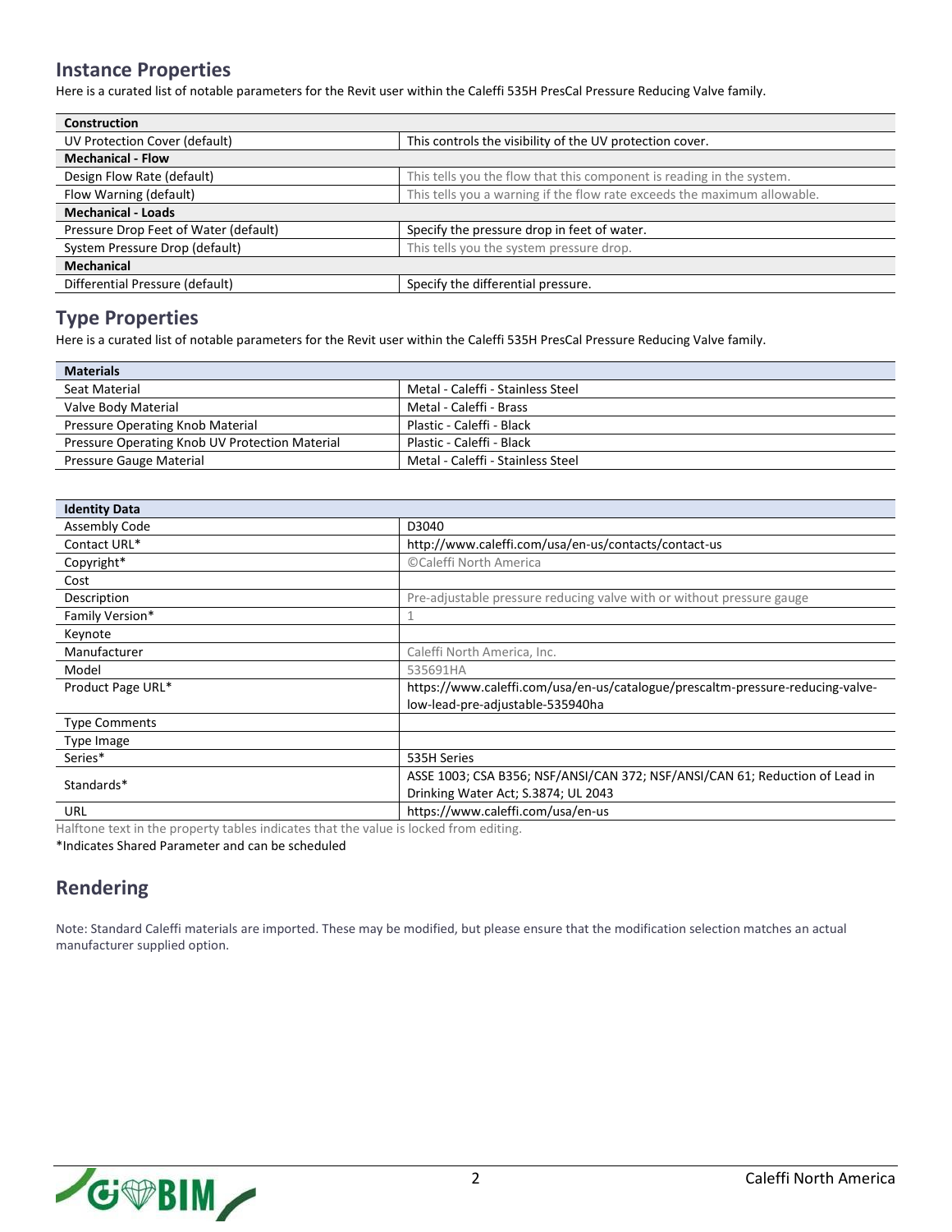## Instance Properties

Here is a curated list of notable parameters for the Revit user within the Caleffi 535H PresCal Pressure Reducing Valve family.

| **Construction** | |
|---|---|
| UV Protection Cover (default) | This controls the visibility of the UV protection cover. |
| **Mechanical - Flow** | |
| Design Flow Rate (default) | This tells you the flow that this component is reading in the system. |
| Flow Warning (default) | This tells you a warning if the flow rate exceeds the maximum allowable. |
| **Mechanical - Loads** | |
| Pressure Drop Feet of Water (default) | Specify the pressure drop in feet of water. |
| System Pressure Drop (default) | This tells you the system pressure drop. |
| **Mechanical** | |
| Differential Pressure (default) | Specify the differential pressure. |

## Type Properties

Here is a curated list of notable parameters for the Revit user within the Caleffi 535H PresCal Pressure Reducing Valve family.

| **Materials** | |
|---|---|
| Seat Material | Metal - Caleffi - Stainless Steel |
| Valve Body Material | Metal - Caleffi - Brass |
| Pressure Operating Knob Material | Plastic - Caleffi - Black |
| Pressure Operating Knob UV Protection Material | Plastic - Caleffi - Black |
| Pressure Gauge Material | Metal - Caleffi - Stainless Steel |

| **Identity Data** | |
|---|---|
| Assembly Code | D3040 |
| Contact URL* | http://www.caleffi.com/usa/en-us/contacts/contact-us |
| Copyright* | ©Caleffi North America |
| Cost | |
| Description | Pre-adjustable pressure reducing valve with or without pressure gauge |
| Family Version* | 1 |
| Keynote | |
| Manufacturer | Caleffi North America, Inc. |
| Model | 535691HA |
| Product Page URL* | https://www.caleffi.com/usa/en-us/catalogue/prescaltm-pressure-reducing-valve-low-lead-pre-adjustable-535940ha |
| Type Comments | |
| Type Image | |
| Series* | 535H Series |
| Standards* | ASSE 1003; CSA B356; NSF/ANSI/CAN 372; NSF/ANSI/CAN 61; Reduction of Lead in Drinking Water Act; S.3874; UL 2043 |
| URL | https://www.caleffi.com/usa/en-us |

Halftone text in the property tables indicates that the value is locked from editing.

*Indicates Shared Parameter and can be scheduled

## Rendering

Note: Standard Caleffi materials are imported. These may be modified, but please ensure that the modification selection matches an actual manufacturer supplied option.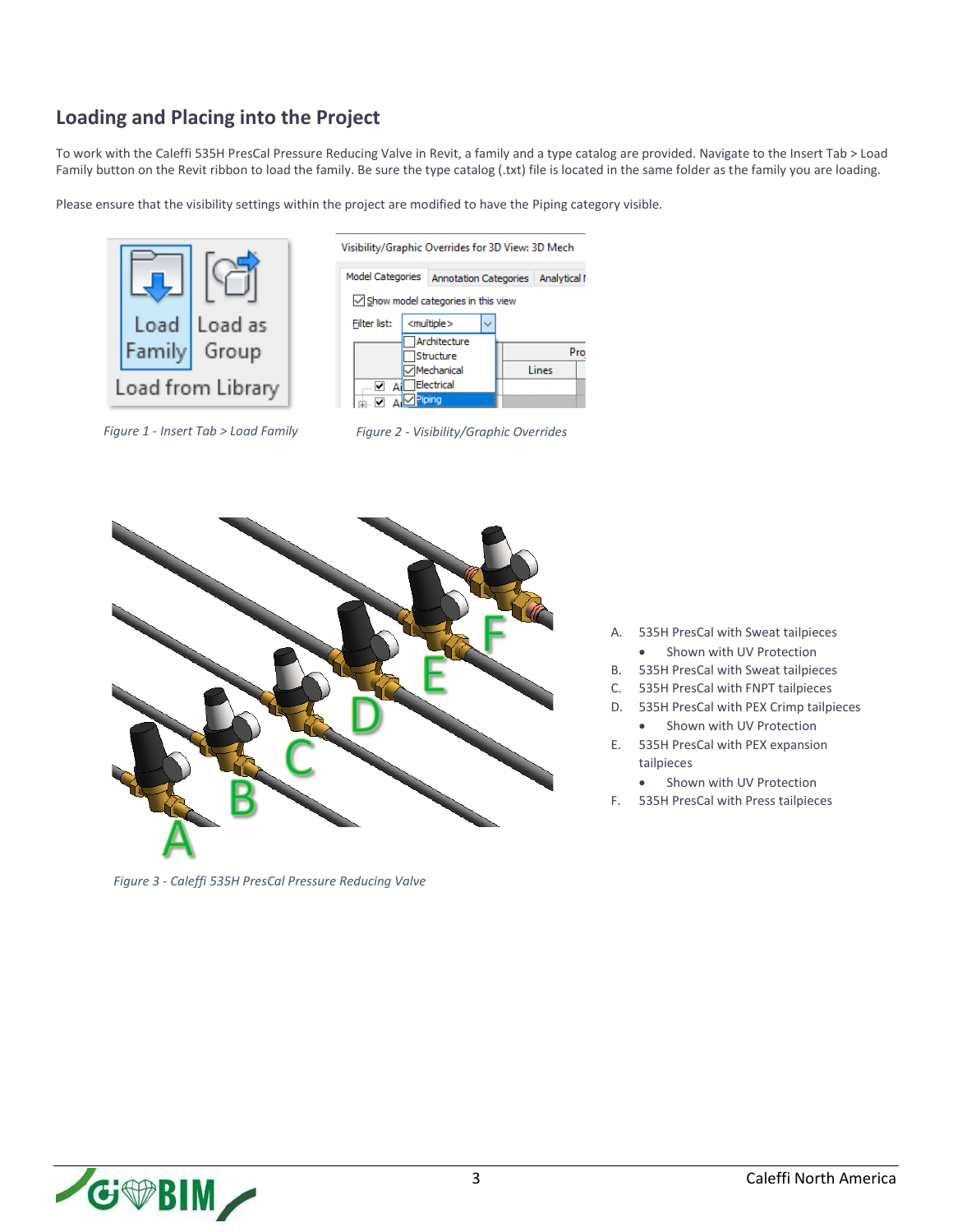## Loading and Placing into the Project

To work with the Caleffi 535H PresCal Pressure Reducing Valve in Revit, a family and a type catalog are provided. Navigate to the Insert Tab > Load Family button on the Revit ribbon to load the family. Be sure the type catalog (.txt) file is located in the same folder as the family you are loading.

Please ensure that the visibility settings within the project are modified to have the Piping category visible.

*Figure 1 - Insert Tab > Load Family*

*Figure 2 - Visibility/Graphic Overrides*

A. 535H PresCal with Sweat tailpieces
   - Shown with UV Protection

B. 535H PresCal with Sweat tailpieces

C. 535H PresCal with FNPT tailpieces

D. 535H PresCal with PEX Crimp tailpieces
   - Shown with UV Protection

E. 535H PresCal with PEX expansion tailpieces
   - Shown with UV Protection

F. 535H PresCal with Press tailpieces

*Figure 3 - Caleffi 535H PresCal Pressure Reducing Valve*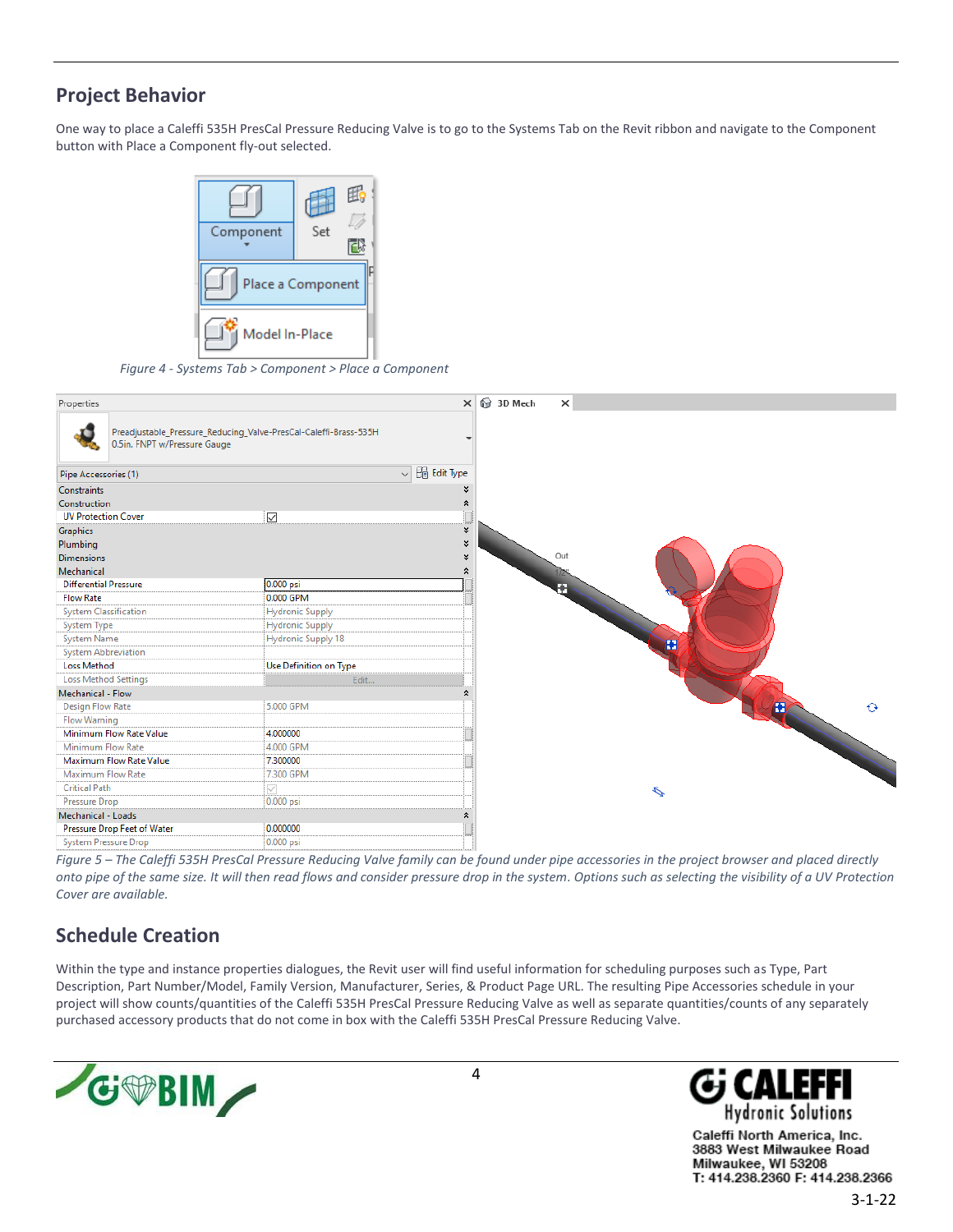## Project Behavior

One way to place a Caleffi 535H PresCal Pressure Reducing Valve is to go to the Systems Tab on the Revit ribbon and navigate to the Component button with Place a Component fly-out selected.

*Figure 4 - Systems Tab > Component > Place a Component*

*Figure 5 – The Caleffi 535H PresCal Pressure Reducing Valve family can be found under pipe accessories in the project browser and placed directly onto pipe of the same size. It will then read flows and consider pressure drop in the system. Options such as selecting the visibility of a UV Protection Cover are available.*

## Schedule Creation

Within the type and instance properties dialogues, the Revit user will find useful information for scheduling purposes such as Type, Part Description, Part Number/Model, Family Version, Manufacturer, Series, & Product Page URL. The resulting Pipe Accessories schedule in your project will show counts/quantities of the Caleffi 535H PresCal Pressure Reducing Valve as well as separate quantities/counts of any separately purchased accessory products that do not come in box with the Caleffi 535H PresCal Pressure Reducing Valve.

Caleffi North America, Inc.
3883 West Milwaukee Road
Milwaukee, WI 53208
T: 414.238.2360 F: 414.238.2366

3-1-22